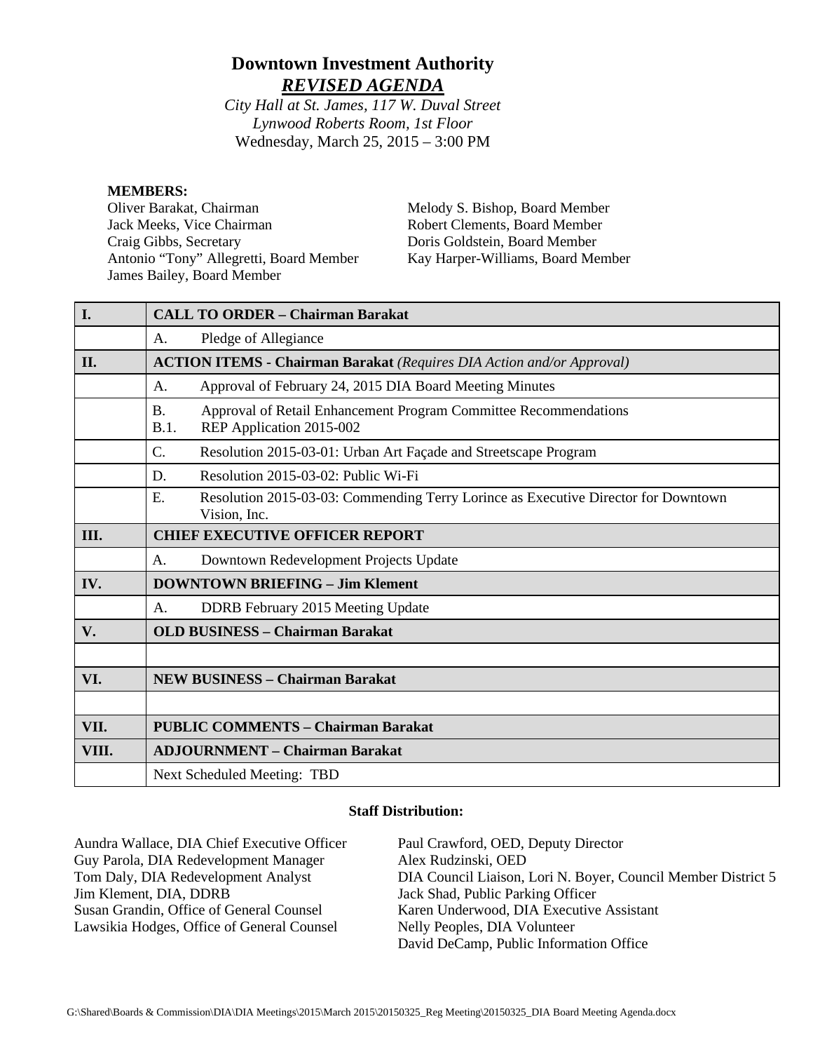# Downtown Investment Authority

## *REVISED AGENDA*

*City Hall at St. James, 117 W. Duval Street*
*Lynwood Roberts Room, 1st Floor*
Wednesday, March 25, 2015 – 3:00 PM

**MEMBERS:**

Oliver Barakat, Chairman
Jack Meeks, Vice Chairman
Craig Gibbs, Secretary
Antonio "Tony" Allegretti, Board Member
James Bailey, Board Member
Melody S. Bishop, Board Member
Robert Clements, Board Member
Doris Goldstein, Board Member
Kay Harper-Williams, Board Member

| | |
|---|---|
| **I.** | **CALL TO ORDER – Chairman Barakat** |
| | A. Pledge of Allegiance |
| **II.** | **ACTION ITEMS - Chairman Barakat** *(Requires DIA Action and/or Approval)* |
| | A. Approval of February 24, 2015 DIA Board Meeting Minutes |
| | B. Approval of Retail Enhancement Program Committee Recommendations<br>B.1. REP Application 2015-002 |
| | C. Resolution 2015-03-01: Urban Art Façade and Streetscape Program |
| | D. Resolution 2015-03-02: Public Wi-Fi |
| | E. Resolution 2015-03-03: Commending Terry Lorince as Executive Director for Downtown Vision, Inc. |
| **III.** | **CHIEF EXECUTIVE OFFICER REPORT** |
| | A. Downtown Redevelopment Projects Update |
| **IV.** | **DOWNTOWN BRIEFING – Jim Klement** |
| | A. DDRB February 2015 Meeting Update |
| **V.** | **OLD BUSINESS – Chairman Barakat** |
| | |
| **VI.** | **NEW BUSINESS – Chairman Barakat** |
| | |
| **VII.** | **PUBLIC COMMENTS – Chairman Barakat** |
| **VIII.** | **ADJOURNMENT – Chairman Barakat** |
| | Next Scheduled Meeting: TBD |

**Staff Distribution:**

Aundra Wallace, DIA Chief Executive Officer
Guy Parola, DIA Redevelopment Manager
Tom Daly, DIA Redevelopment Analyst
Jim Klement, DIA, DDRB
Susan Grandin, Office of General Counsel
Lawsikia Hodges, Office of General Counsel
Paul Crawford, OED, Deputy Director
Alex Rudzinski, OED
DIA Council Liaison, Lori N. Boyer, Council Member District 5
Jack Shad, Public Parking Officer
Karen Underwood, DIA Executive Assistant
Nelly Peoples, DIA Volunteer
David DeCamp, Public Information Office

G:\Shared\Boards & Commission\DIA\DIA Meetings\2015\March 2015\20150325_Reg Meeting\20150325_DIA Board Meeting Agenda.docx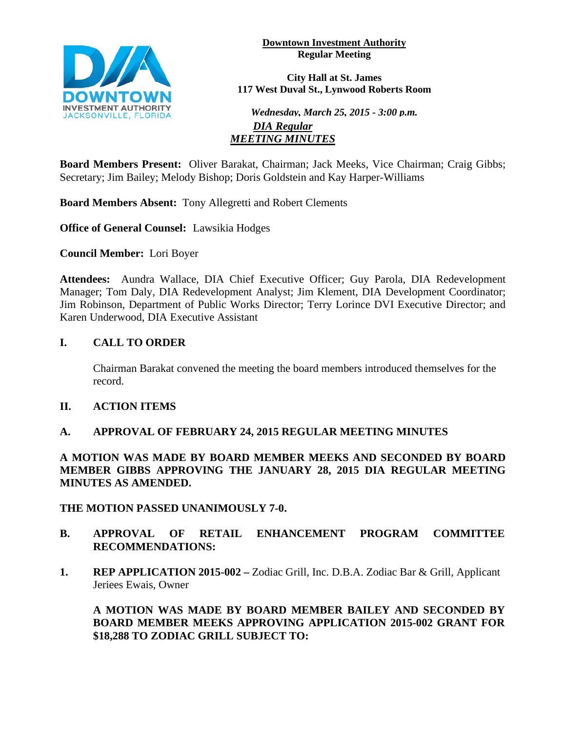**Downtown Investment Authority**
**Regular Meeting**

**City Hall at St. James**
**117 West Duval St., Lynwood Roberts Room**

***Wednesday, March 25, 2015 - 3:00 p.m.***

***DIA Regular***
***MEETING MINUTES***

**Board Members Present:** Oliver Barakat, Chairman; Jack Meeks, Vice Chairman; Craig Gibbs; Secretary; Jim Bailey; Melody Bishop; Doris Goldstein and Kay Harper-Williams

**Board Members Absent:** Tony Allegretti and Robert Clements

**Office of General Counsel:** Lawsikia Hodges

**Council Member:** Lori Boyer

**Attendees:** Aundra Wallace, DIA Chief Executive Officer; Guy Parola, DIA Redevelopment Manager; Tom Daly, DIA Redevelopment Analyst; Jim Klement, DIA Development Coordinator; Jim Robinson, Department of Public Works Director; Terry Lorince DVI Executive Director; and Karen Underwood, DIA Executive Assistant

## I. CALL TO ORDER

Chairman Barakat convened the meeting the board members introduced themselves for the record.

## II. ACTION ITEMS

### A. APPROVAL OF FEBRUARY 24, 2015 REGULAR MEETING MINUTES

**A MOTION WAS MADE BY BOARD MEMBER MEEKS AND SECONDED BY BOARD MEMBER GIBBS APPROVING THE JANUARY 28, 2015 DIA REGULAR MEETING MINUTES AS AMENDED.**

**THE MOTION PASSED UNANIMOUSLY 7-0.**

### B. APPROVAL OF RETAIL ENHANCEMENT PROGRAM COMMITTEE RECOMMENDATIONS:

**1. REP APPLICATION 2015-002 –** Zodiac Grill, Inc. D.B.A. Zodiac Bar & Grill, Applicant Jeriees Ewais, Owner

**A MOTION WAS MADE BY BOARD MEMBER BAILEY AND SECONDED BY BOARD MEMBER MEEKS APPROVING APPLICATION 2015-002 GRANT FOR $18,288 TO ZODIAC GRILL SUBJECT TO:**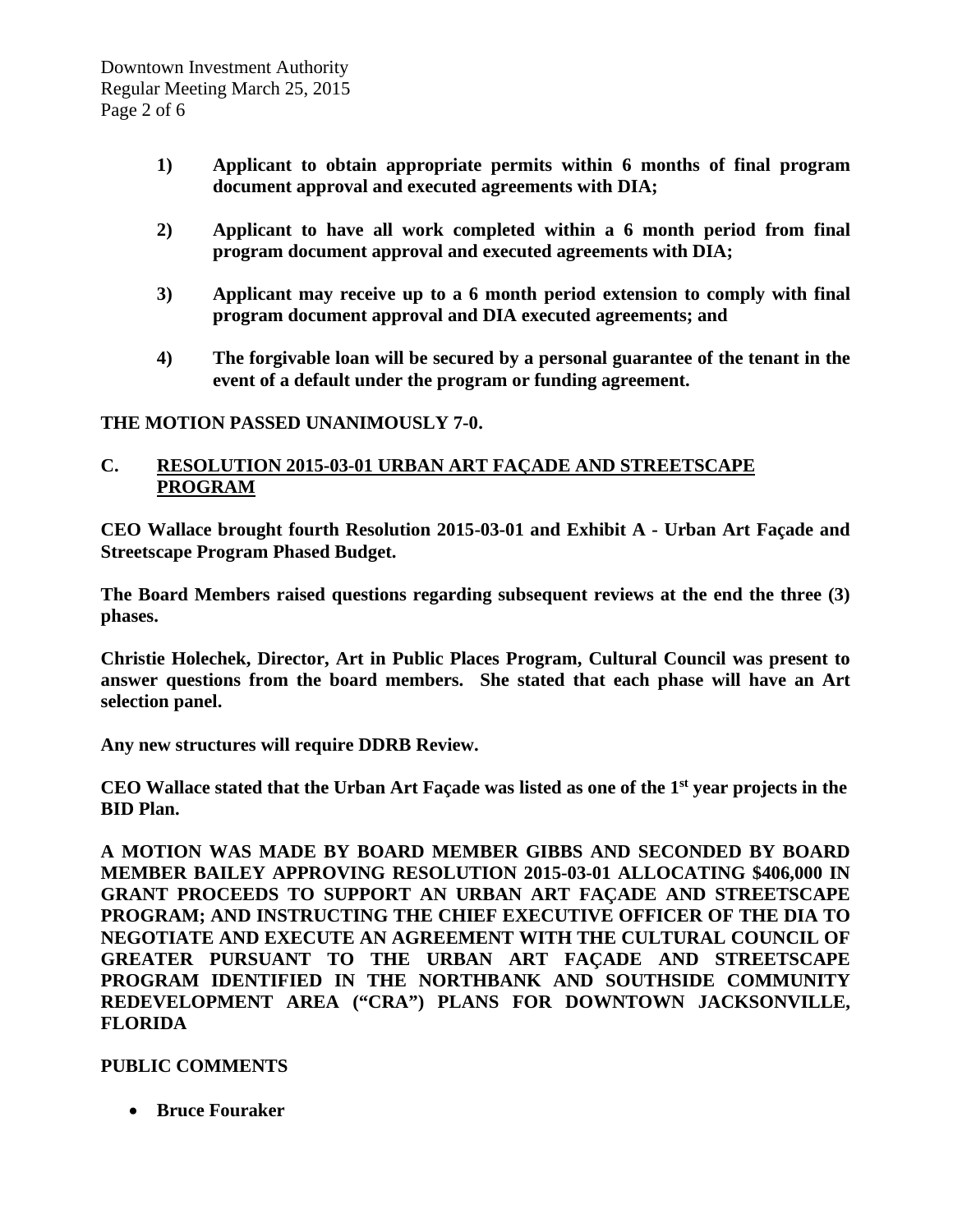1) **Applicant to obtain appropriate permits within 6 months of final program document approval and executed agreements with DIA;**

2) **Applicant to have all work completed within a 6 month period from final program document approval and executed agreements with DIA;**

3) **Applicant may receive up to a 6 month period extension to comply with final program document approval and DIA executed agreements; and**

4) **The forgivable loan will be secured by a personal guarantee of the tenant in the event of a default under the program or funding agreement.**

**THE MOTION PASSED UNANIMOUSLY 7-0.**

## C. RESOLUTION 2015-03-01 URBAN ART FAÇADE AND STREETSCAPE PROGRAM

**CEO Wallace brought fourth Resolution 2015-03-01 and Exhibit A - Urban Art Façade and Streetscape Program Phased Budget.**

**The Board Members raised questions regarding subsequent reviews at the end the three (3) phases.**

**Christie Holechek, Director, Art in Public Places Program, Cultural Council was present to answer questions from the board members. She stated that each phase will have an Art selection panel.**

**Any new structures will require DDRB Review.**

**CEO Wallace stated that the Urban Art Façade was listed as one of the 1st year projects in the BID Plan.**

**A MOTION WAS MADE BY BOARD MEMBER GIBBS AND SECONDED BY BOARD MEMBER BAILEY APPROVING RESOLUTION 2015-03-01 ALLOCATING $406,000 IN GRANT PROCEEDS TO SUPPORT AN URBAN ART FAÇADE AND STREETSCAPE PROGRAM; AND INSTRUCTING THE CHIEF EXECUTIVE OFFICER OF THE DIA TO NEGOTIATE AND EXECUTE AN AGREEMENT WITH THE CULTURAL COUNCIL OF GREATER PURSUANT TO THE URBAN ART FAÇADE AND STREETSCAPE PROGRAM IDENTIFIED IN THE NORTHBANK AND SOUTHSIDE COMMUNITY REDEVELOPMENT AREA ("CRA") PLANS FOR DOWNTOWN JACKSONVILLE, FLORIDA**

**PUBLIC COMMENTS**

- **Bruce Fouraker**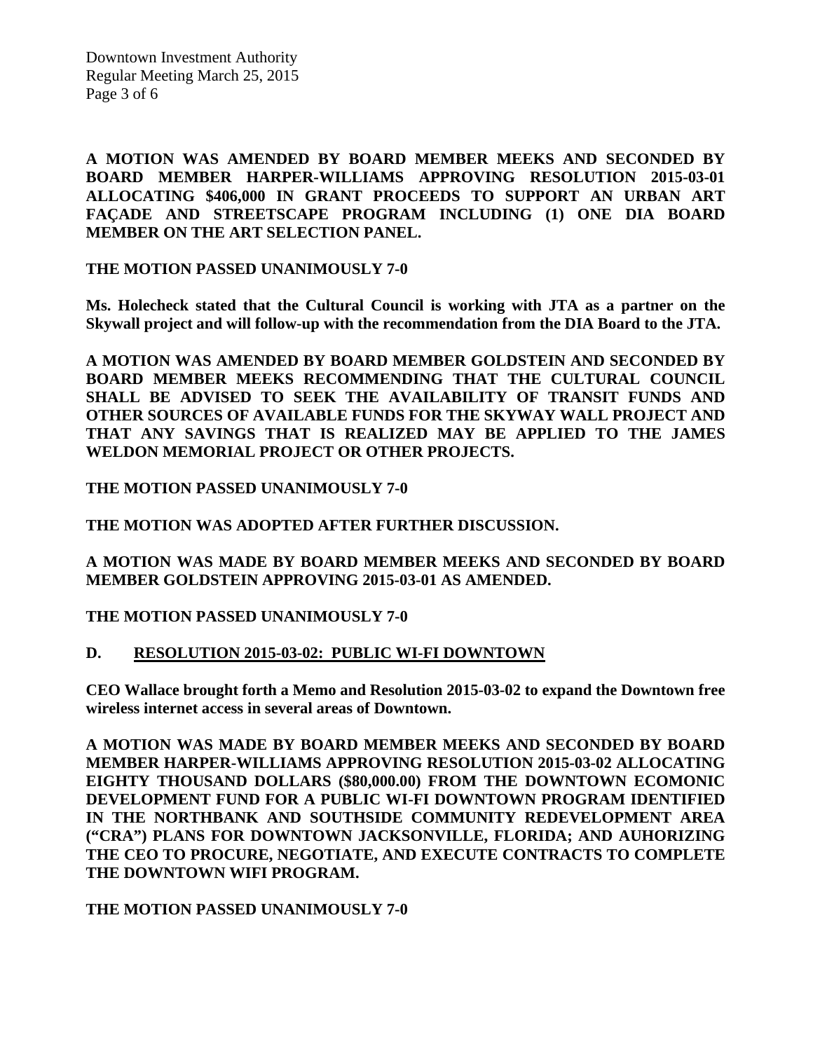**A MOTION WAS AMENDED BY BOARD MEMBER MEEKS AND SECONDED BY BOARD MEMBER HARPER-WILLIAMS APPROVING RESOLUTION 2015-03-01 ALLOCATING $406,000 IN GRANT PROCEEDS TO SUPPORT AN URBAN ART FAÇADE AND STREETSCAPE PROGRAM INCLUDING (1) ONE DIA BOARD MEMBER ON THE ART SELECTION PANEL.**

**THE MOTION PASSED UNANIMOUSLY 7-0**

**Ms. Holecheck stated that the Cultural Council is working with JTA as a partner on the Skywall project and will follow-up with the recommendation from the DIA Board to the JTA.**

**A MOTION WAS AMENDED BY BOARD MEMBER GOLDSTEIN AND SECONDED BY BOARD MEMBER MEEKS RECOMMENDING THAT THE CULTURAL COUNCIL SHALL BE ADVISED TO SEEK THE AVAILABILITY OF TRANSIT FUNDS AND OTHER SOURCES OF AVAILABLE FUNDS FOR THE SKYWAY WALL PROJECT AND THAT ANY SAVINGS THAT IS REALIZED MAY BE APPLIED TO THE JAMES WELDON MEMORIAL PROJECT OR OTHER PROJECTS.**

**THE MOTION PASSED UNANIMOUSLY 7-0**

**THE MOTION WAS ADOPTED AFTER FURTHER DISCUSSION.**

**A MOTION WAS MADE BY BOARD MEMBER MEEKS AND SECONDED BY BOARD MEMBER GOLDSTEIN APPROVING 2015-03-01 AS AMENDED.**

**THE MOTION PASSED UNANIMOUSLY 7-0**

**D. RESOLUTION 2015-03-02: PUBLIC WI-FI DOWNTOWN**

**CEO Wallace brought forth a Memo and Resolution 2015-03-02 to expand the Downtown free wireless internet access in several areas of Downtown.**

**A MOTION WAS MADE BY BOARD MEMBER MEEKS AND SECONDED BY BOARD MEMBER HARPER-WILLIAMS APPROVING RESOLUTION 2015-03-02 ALLOCATING EIGHTY THOUSAND DOLLARS ($80,000.00) FROM THE DOWNTOWN ECOMONIC DEVELOPMENT FUND FOR A PUBLIC WI-FI DOWNTOWN PROGRAM IDENTIFIED IN THE NORTHBANK AND SOUTHSIDE COMMUNITY REDEVELOPMENT AREA ("CRA") PLANS FOR DOWNTOWN JACKSONVILLE, FLORIDA; AND AUHORIZING THE CEO TO PROCURE, NEGOTIATE, AND EXECUTE CONTRACTS TO COMPLETE THE DOWNTOWN WIFI PROGRAM.**

**THE MOTION PASSED UNANIMOUSLY 7-0**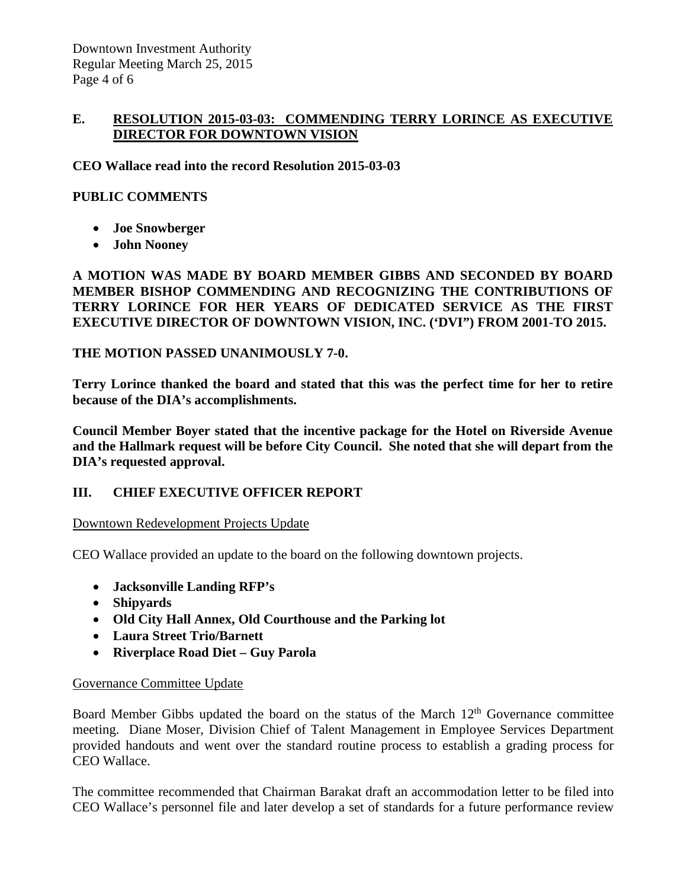**E. <u>RESOLUTION 2015-03-03: COMMENDING TERRY LORINCE AS EXECUTIVE DIRECTOR FOR DOWNTOWN VISION</u>**

**CEO Wallace read into the record Resolution 2015-03-03**

**PUBLIC COMMENTS**

- **Joe Snowberger**
- **John Nooney**

**A MOTION WAS MADE BY BOARD MEMBER GIBBS AND SECONDED BY BOARD MEMBER BISHOP COMMENDING AND RECOGNIZING THE CONTRIBUTIONS OF TERRY LORINCE FOR HER YEARS OF DEDICATED SERVICE AS THE FIRST EXECUTIVE DIRECTOR OF DOWNTOWN VISION, INC. ('DVI") FROM 2001-TO 2015.**

**THE MOTION PASSED UNANIMOUSLY 7-0.**

**Terry Lorince thanked the board and stated that this was the perfect time for her to retire because of the DIA's accomplishments.**

**Council Member Boyer stated that the incentive package for the Hotel on Riverside Avenue and the Hallmark request will be before City Council. She noted that she will depart from the DIA's requested approval.**

## III. CHIEF EXECUTIVE OFFICER REPORT

<u>Downtown Redevelopment Projects Update</u>

CEO Wallace provided an update to the board on the following downtown projects.

- **Jacksonville Landing RFP's**
- **Shipyards**
- **Old City Hall Annex, Old Courthouse and the Parking lot**
- **Laura Street Trio/Barnett**
- **Riverplace Road Diet – Guy Parola**

<u>Governance Committee Update</u>

Board Member Gibbs updated the board on the status of the March 12th Governance committee meeting. Diane Moser, Division Chief of Talent Management in Employee Services Department provided handouts and went over the standard routine process to establish a grading process for CEO Wallace.

The committee recommended that Chairman Barakat draft an accommodation letter to be filed into CEO Wallace's personnel file and later develop a set of standards for a future performance review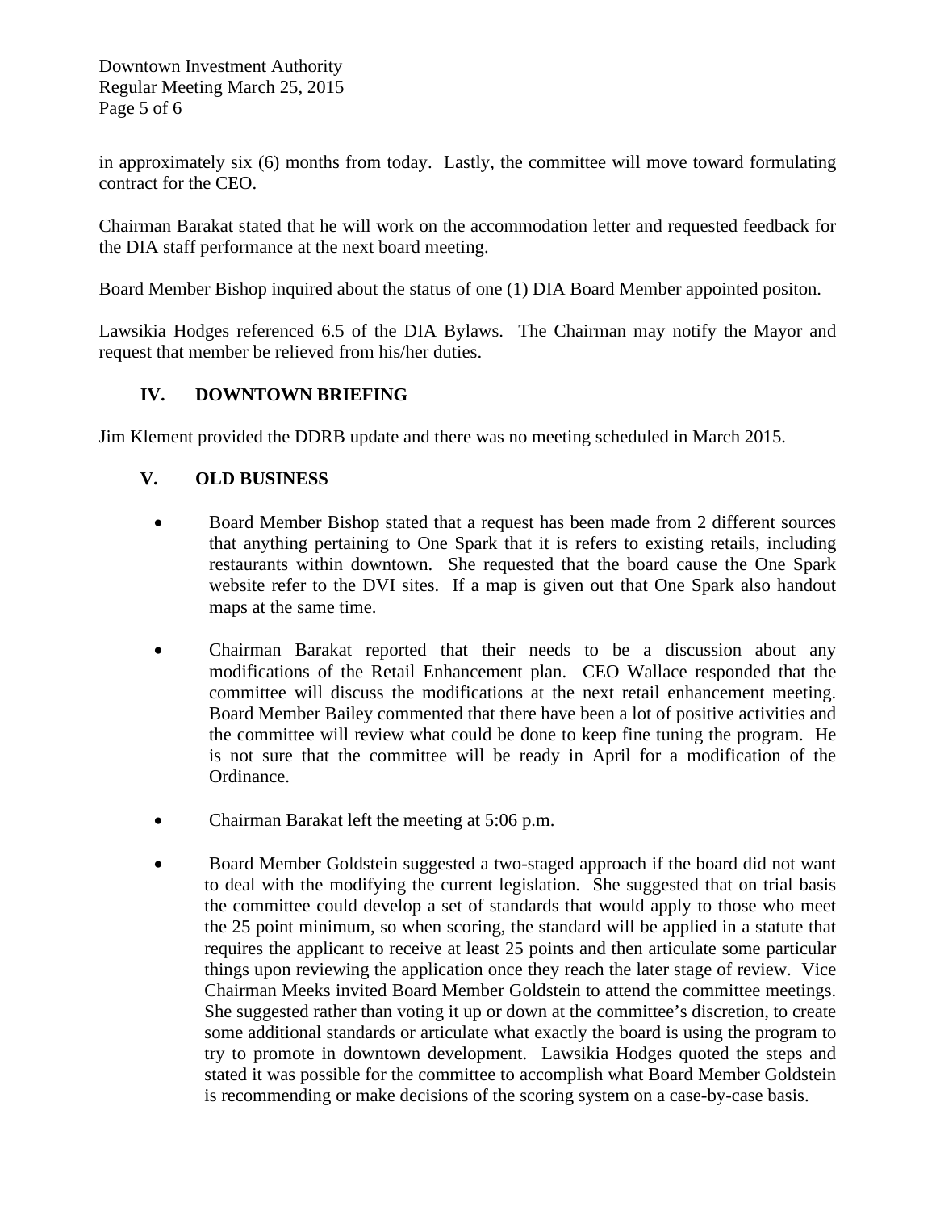in approximately six (6) months from today. Lastly, the committee will move toward formulating contract for the CEO.

Chairman Barakat stated that he will work on the accommodation letter and requested feedback for the DIA staff performance at the next board meeting.

Board Member Bishop inquired about the status of one (1) DIA Board Member appointed positon.

Lawsikia Hodges referenced 6.5 of the DIA Bylaws. The Chairman may notify the Mayor and request that member be relieved from his/her duties.

## IV. DOWNTOWN BRIEFING

Jim Klement provided the DDRB update and there was no meeting scheduled in March 2015.

## V. OLD BUSINESS

- Board Member Bishop stated that a request has been made from 2 different sources that anything pertaining to One Spark that it is refers to existing retails, including restaurants within downtown. She requested that the board cause the One Spark website refer to the DVI sites. If a map is given out that One Spark also handout maps at the same time.

- Chairman Barakat reported that their needs to be a discussion about any modifications of the Retail Enhancement plan. CEO Wallace responded that the committee will discuss the modifications at the next retail enhancement meeting. Board Member Bailey commented that there have been a lot of positive activities and the committee will review what could be done to keep fine tuning the program. He is not sure that the committee will be ready in April for a modification of the Ordinance.

- Chairman Barakat left the meeting at 5:06 p.m.

- Board Member Goldstein suggested a two-staged approach if the board did not want to deal with the modifying the current legislation. She suggested that on trial basis the committee could develop a set of standards that would apply to those who meet the 25 point minimum, so when scoring, the standard will be applied in a statute that requires the applicant to receive at least 25 points and then articulate some particular things upon reviewing the application once they reach the later stage of review. Vice Chairman Meeks invited Board Member Goldstein to attend the committee meetings. She suggested rather than voting it up or down at the committee's discretion, to create some additional standards or articulate what exactly the board is using the program to try to promote in downtown development. Lawsikia Hodges quoted the steps and stated it was possible for the committee to accomplish what Board Member Goldstein is recommending or make decisions of the scoring system on a case-by-case basis.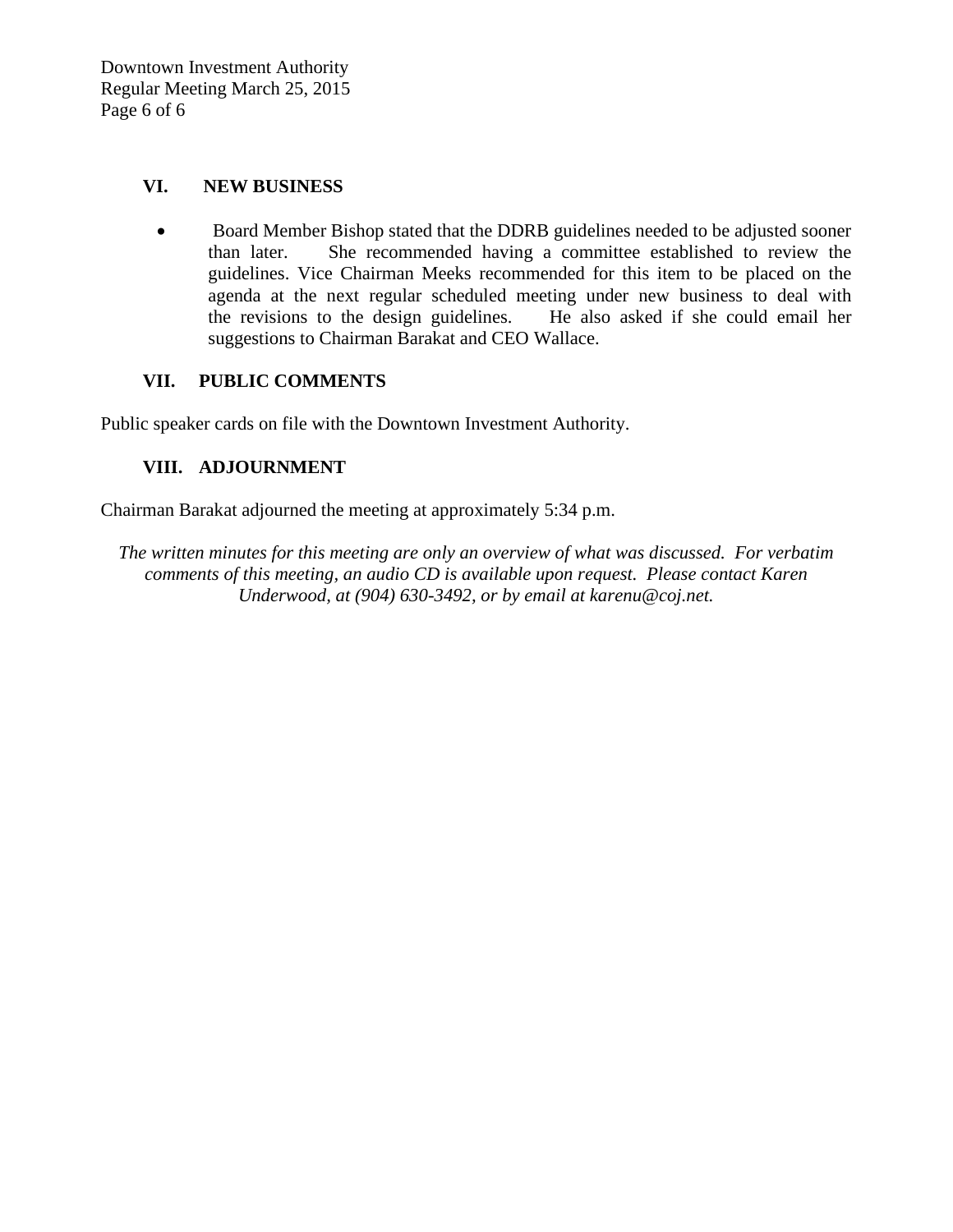### VI. NEW BUSINESS

- Board Member Bishop stated that the DDRB guidelines needed to be adjusted sooner than later. She recommended having a committee established to review the guidelines. Vice Chairman Meeks recommended for this item to be placed on the agenda at the next regular scheduled meeting under new business to deal with the revisions to the design guidelines. He also asked if she could email her suggestions to Chairman Barakat and CEO Wallace.

### VII. PUBLIC COMMENTS

Public speaker cards on file with the Downtown Investment Authority.

### VIII. ADJOURNMENT

Chairman Barakat adjourned the meeting at approximately 5:34 p.m.

*The written minutes for this meeting are only an overview of what was discussed. For verbatim comments of this meeting, an audio CD is available upon request. Please contact Karen Underwood, at (904) 630-3492, or by email at karenu@coj.net.*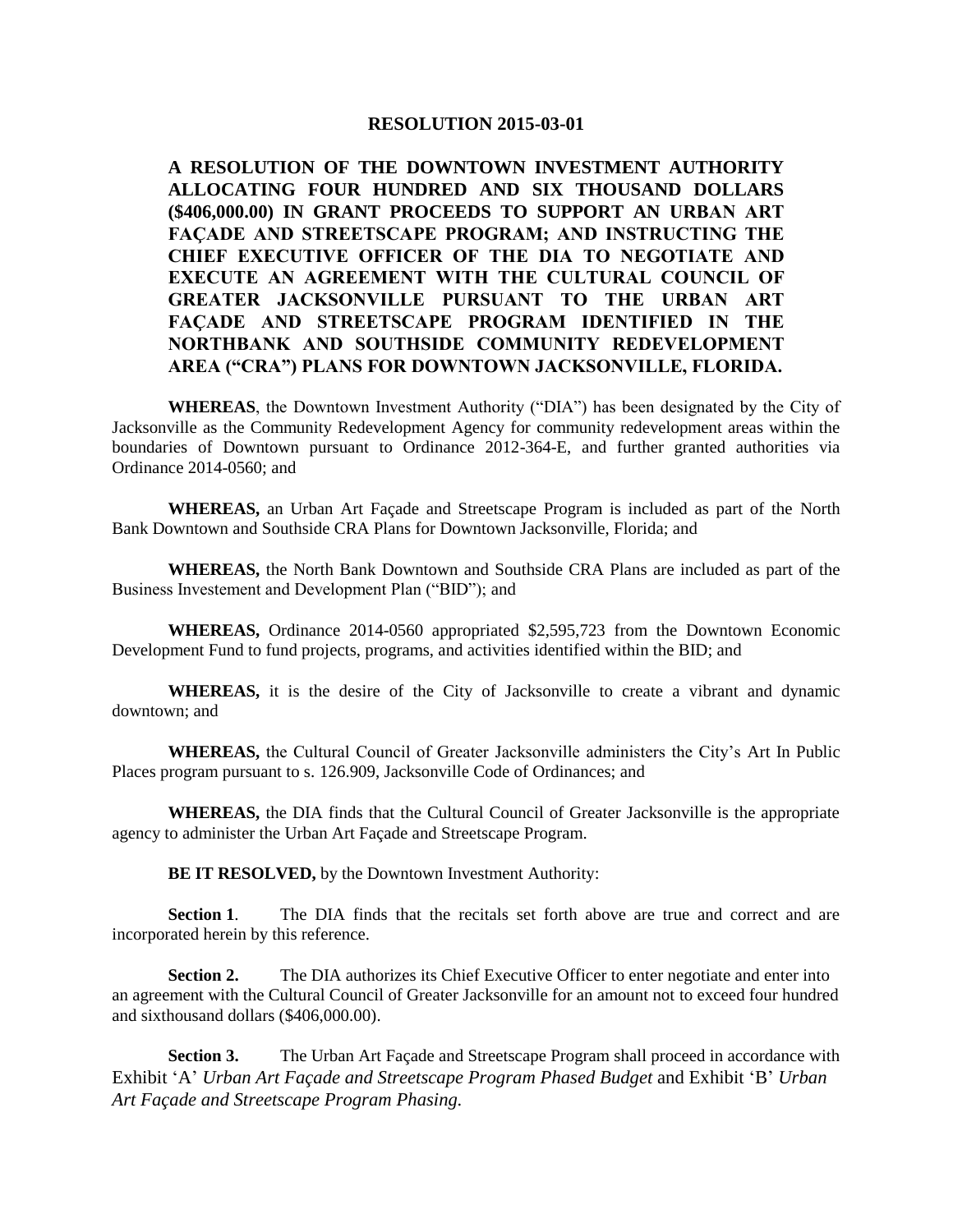# RESOLUTION 2015-03-01

**A RESOLUTION OF THE DOWNTOWN INVESTMENT AUTHORITY ALLOCATING FOUR HUNDRED AND SIX THOUSAND DOLLARS ($406,000.00) IN GRANT PROCEEDS TO SUPPORT AN URBAN ART FAÇADE AND STREETSCAPE PROGRAM; AND INSTRUCTING THE CHIEF EXECUTIVE OFFICER OF THE DIA TO NEGOTIATE AND EXECUTE AN AGREEMENT WITH THE CULTURAL COUNCIL OF GREATER JACKSONVILLE PURSUANT TO THE URBAN ART FAÇADE AND STREETSCAPE PROGRAM IDENTIFIED IN THE NORTHBANK AND SOUTHSIDE COMMUNITY REDEVELOPMENT AREA ("CRA") PLANS FOR DOWNTOWN JACKSONVILLE, FLORIDA.**

**WHEREAS**, the Downtown Investment Authority ("DIA") has been designated by the City of Jacksonville as the Community Redevelopment Agency for community redevelopment areas within the boundaries of Downtown pursuant to Ordinance 2012-364-E, and further granted authorities via Ordinance 2014-0560; and

**WHEREAS,** an Urban Art Façade and Streetscape Program is included as part of the North Bank Downtown and Southside CRA Plans for Downtown Jacksonville, Florida; and

**WHEREAS,** the North Bank Downtown and Southside CRA Plans are included as part of the Business Investement and Development Plan ("BID"); and

**WHEREAS,** Ordinance 2014-0560 appropriated $2,595,723 from the Downtown Economic Development Fund to fund projects, programs, and activities identified within the BID; and

**WHEREAS,** it is the desire of the City of Jacksonville to create a vibrant and dynamic downtown; and

**WHEREAS,** the Cultural Council of Greater Jacksonville administers the City's Art In Public Places program pursuant to s. 126.909, Jacksonville Code of Ordinances; and

**WHEREAS,** the DIA finds that the Cultural Council of Greater Jacksonville is the appropriate agency to administer the Urban Art Façade and Streetscape Program.

**BE IT RESOLVED,** by the Downtown Investment Authority:

**Section 1**. The DIA finds that the recitals set forth above are true and correct and are incorporated herein by this reference.

**Section 2.** The DIA authorizes its Chief Executive Officer to enter negotiate and enter into an agreement with the Cultural Council of Greater Jacksonville for an amount not to exceed four hundred and sixthousand dollars ($406,000.00).

**Section 3.** The Urban Art Façade and Streetscape Program shall proceed in accordance with Exhibit 'A' *Urban Art Façade and Streetscape Program Phased Budget* and Exhibit 'B' *Urban Art Façade and Streetscape Program Phasing.*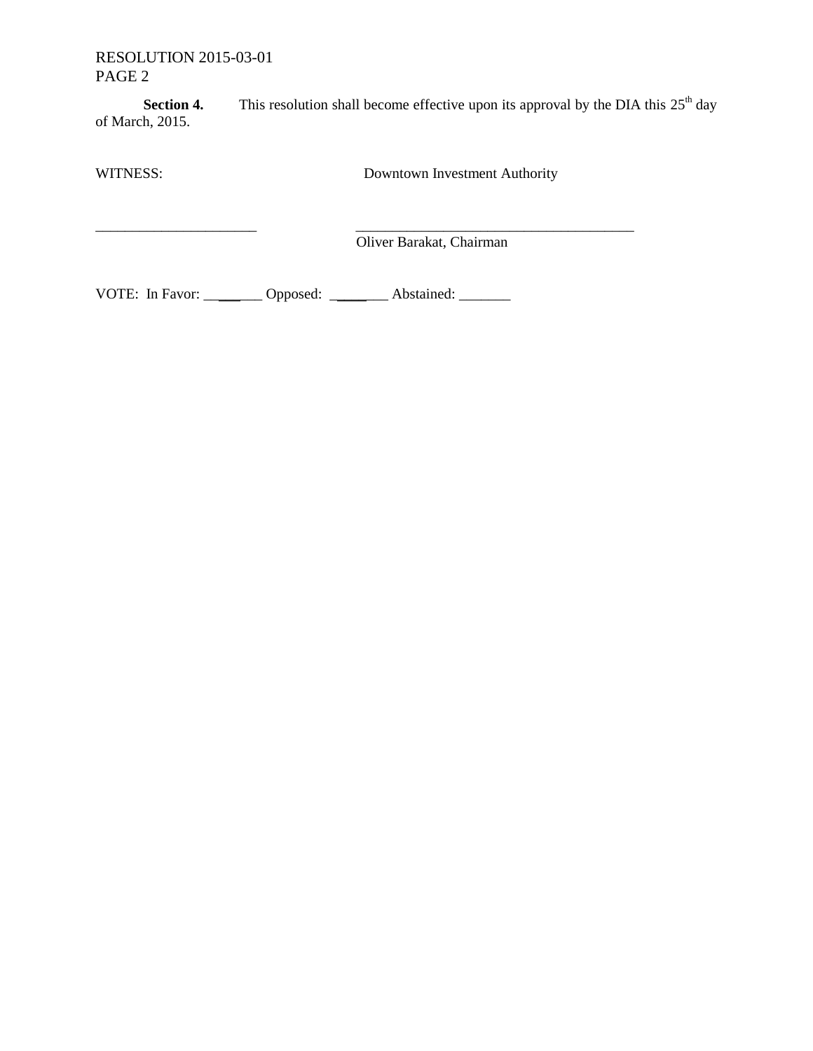RESOLUTION 2015-03-01
PAGE 2

**Section 4.** This resolution shall become effective upon its approval by the DIA this 25th day of March, 2015.

WITNESS: Downtown Investment Authority

______________________ ______________________________________
Oliver Barakat, Chairman

VOTE: In Favor: _______ Opposed: _______ Abstained: _______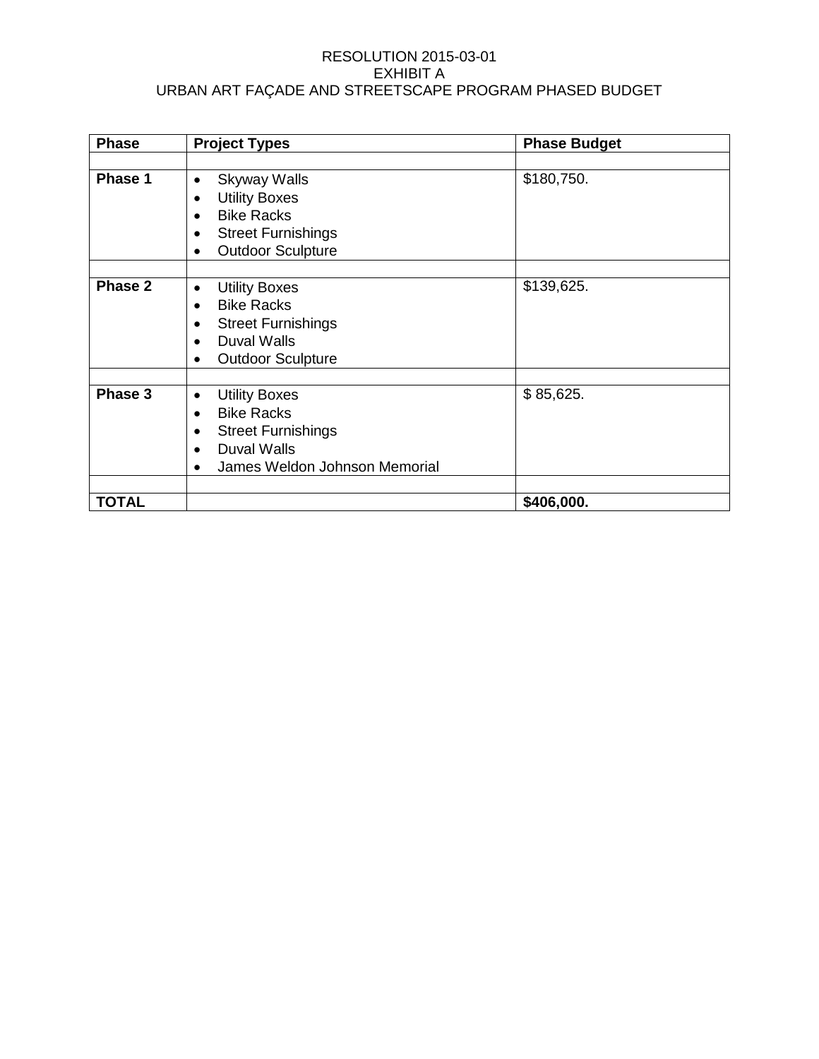RESOLUTION 2015-03-01
EXHIBIT A
URBAN ART FAÇADE AND STREETSCAPE PROGRAM PHASED BUDGET

| **Phase** | **Project Types** | **Phase Budget** |
|---|---|---|
| | | |
| **Phase 1** | • Skyway Walls<br>• Utility Boxes<br>• Bike Racks<br>• Street Furnishings<br>• Outdoor Sculpture | $180,750. |
| | | |
| **Phase 2** | • Utility Boxes<br>• Bike Racks<br>• Street Furnishings<br>• Duval Walls<br>• Outdoor Sculpture | $139,625. |
| | | |
| **Phase 3** | • Utility Boxes<br>• Bike Racks<br>• Street Furnishings<br>• Duval Walls<br>• James Weldon Johnson Memorial | $ 85,625. |
| | | |
| **TOTAL** | | **$406,000.** |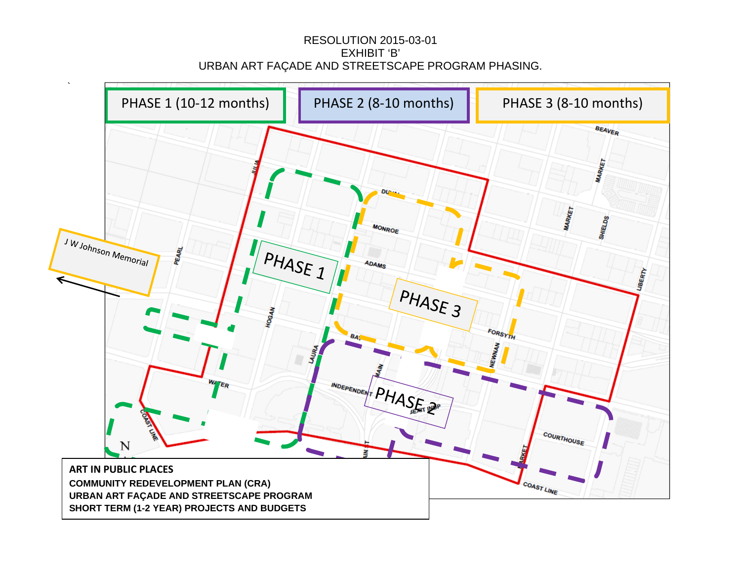RESOLUTION 2015-03-01
EXHIBIT 'B'
URBAN ART FAÇADE AND STREETSCAPE PROGRAM PHASING.

PHASE 1 (10-12 months)

PHASE 2 (8-10 months)

PHASE 3 (8-10 months)

J W Johnson Memorial

PHASE 1

PHASE 2

PHASE 3

**ART IN PUBLIC PLACES**
**COMMUNITY REDEVELOPMENT PLAN (CRA)**
**URBAN ART FAÇADE AND STREETSCAPE PROGRAM**
**SHORT TERM (1-2 YEAR) PROJECTS AND BUDGETS**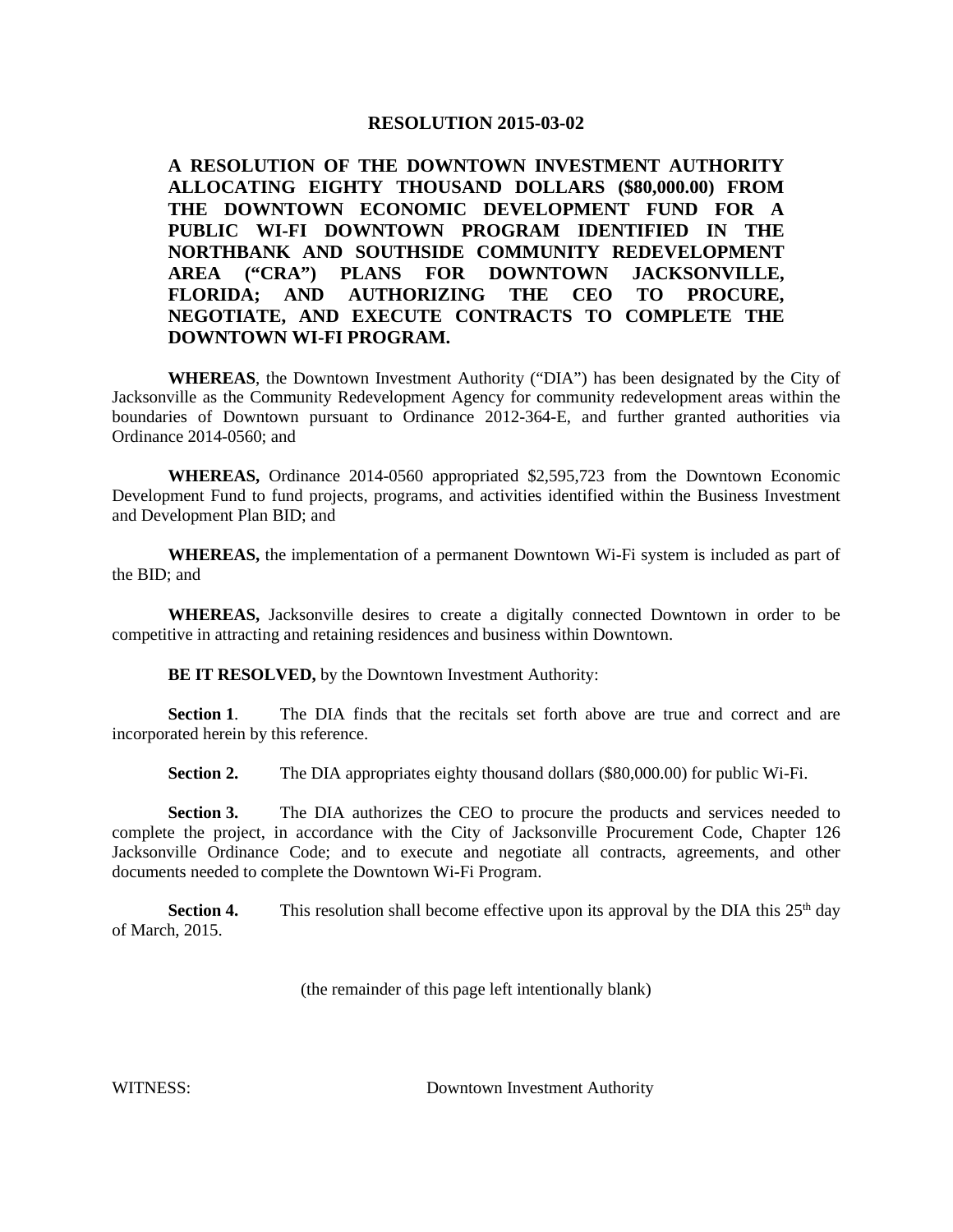# RESOLUTION 2015-03-02

**A RESOLUTION OF THE DOWNTOWN INVESTMENT AUTHORITY ALLOCATING EIGHTY THOUSAND DOLLARS ($80,000.00) FROM THE DOWNTOWN ECONOMIC DEVELOPMENT FUND FOR A PUBLIC WI-FI DOWNTOWN PROGRAM IDENTIFIED IN THE NORTHBANK AND SOUTHSIDE COMMUNITY REDEVELOPMENT AREA ("CRA") PLANS FOR DOWNTOWN JACKSONVILLE, FLORIDA; AND AUTHORIZING THE CEO TO PROCURE, NEGOTIATE, AND EXECUTE CONTRACTS TO COMPLETE THE DOWNTOWN WI-FI PROGRAM.**

**WHEREAS**, the Downtown Investment Authority ("DIA") has been designated by the City of Jacksonville as the Community Redevelopment Agency for community redevelopment areas within the boundaries of Downtown pursuant to Ordinance 2012-364-E, and further granted authorities via Ordinance 2014-0560; and

**WHEREAS,** Ordinance 2014-0560 appropriated $2,595,723 from the Downtown Economic Development Fund to fund projects, programs, and activities identified within the Business Investment and Development Plan BID; and

**WHEREAS,** the implementation of a permanent Downtown Wi-Fi system is included as part of the BID; and

**WHEREAS,** Jacksonville desires to create a digitally connected Downtown in order to be competitive in attracting and retaining residences and business within Downtown.

**BE IT RESOLVED,** by the Downtown Investment Authority:

**Section 1**. The DIA finds that the recitals set forth above are true and correct and are incorporated herein by this reference.

**Section 2.** The DIA appropriates eighty thousand dollars ($80,000.00) for public Wi-Fi.

**Section 3.** The DIA authorizes the CEO to procure the products and services needed to complete the project, in accordance with the City of Jacksonville Procurement Code, Chapter 126 Jacksonville Ordinance Code; and to execute and negotiate all contracts, agreements, and other documents needed to complete the Downtown Wi-Fi Program.

**Section 4.** This resolution shall become effective upon its approval by the DIA this 25th day of March, 2015.

(the remainder of this page left intentionally blank)

WITNESS: Downtown Investment Authority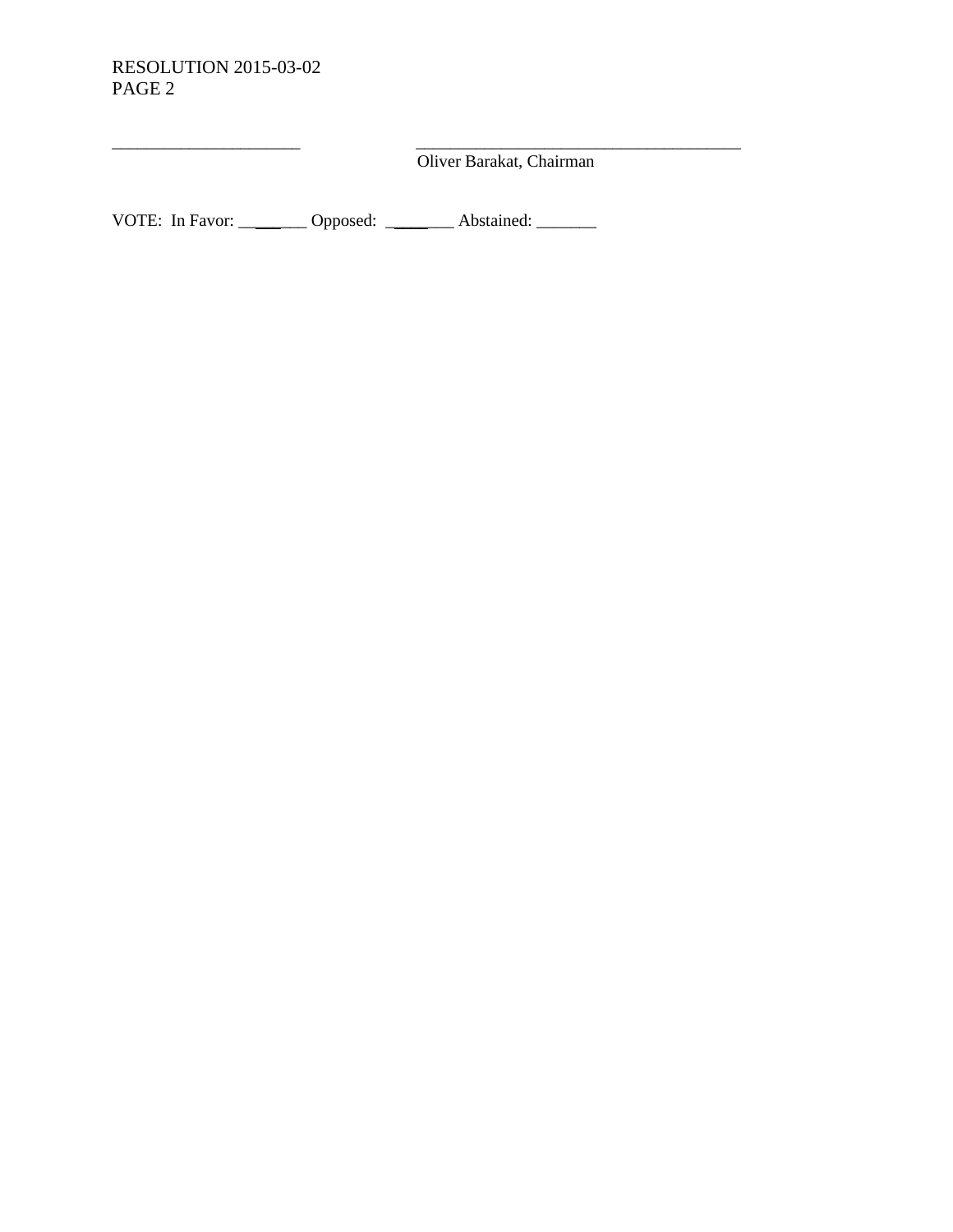RESOLUTION 2015-03-02
PAGE 2

______________________ ______________________________________
Oliver Barakat, Chairman

VOTE: In Favor: ________ Opposed: ________ Abstained: _______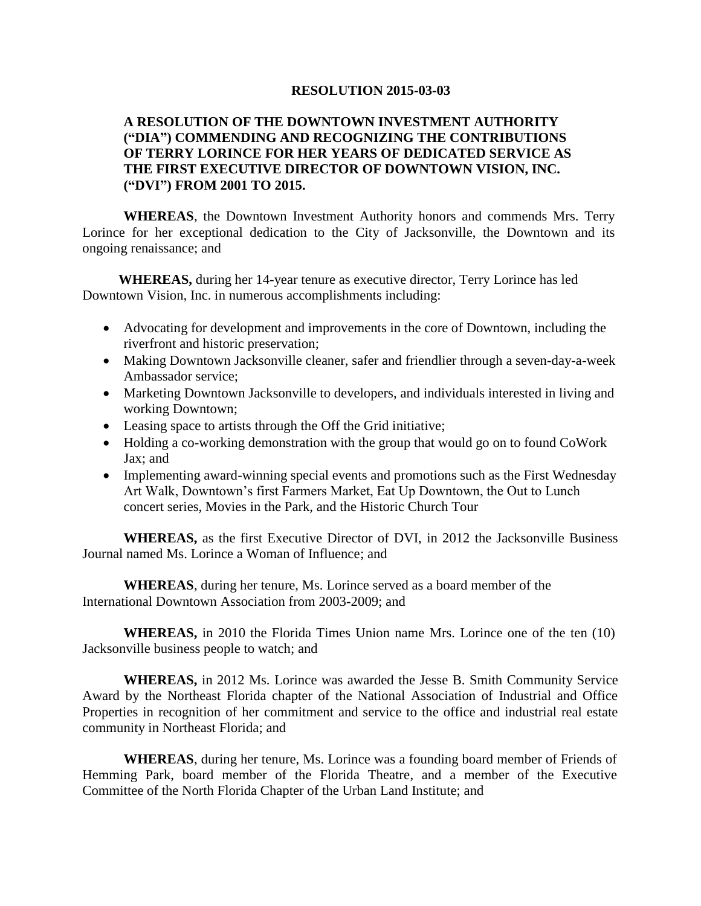**RESOLUTION 2015-03-03**

**A RESOLUTION OF THE DOWNTOWN INVESTMENT AUTHORITY ("DIA") COMMENDING AND RECOGNIZING THE CONTRIBUTIONS OF TERRY LORINCE FOR HER YEARS OF DEDICATED SERVICE AS THE FIRST EXECUTIVE DIRECTOR OF DOWNTOWN VISION, INC. ("DVI") FROM 2001 TO 2015.**

**WHEREAS**, the Downtown Investment Authority honors and commends Mrs. Terry Lorince for her exceptional dedication to the City of Jacksonville, the Downtown and its ongoing renaissance; and

**WHEREAS,** during her 14-year tenure as executive director, Terry Lorince has led Downtown Vision, Inc. in numerous accomplishments including:

- Advocating for development and improvements in the core of Downtown, including the riverfront and historic preservation;
- Making Downtown Jacksonville cleaner, safer and friendlier through a seven-day-a-week Ambassador service;
- Marketing Downtown Jacksonville to developers, and individuals interested in living and working Downtown;
- Leasing space to artists through the Off the Grid initiative;
- Holding a co-working demonstration with the group that would go on to found CoWork Jax; and
- Implementing award-winning special events and promotions such as the First Wednesday Art Walk, Downtown's first Farmers Market, Eat Up Downtown, the Out to Lunch concert series, Movies in the Park, and the Historic Church Tour

**WHEREAS,** as the first Executive Director of DVI, in 2012 the Jacksonville Business Journal named Ms. Lorince a Woman of Influence; and

**WHEREAS**, during her tenure, Ms. Lorince served as a board member of the International Downtown Association from 2003-2009; and

**WHEREAS,** in 2010 the Florida Times Union name Mrs. Lorince one of the ten (10) Jacksonville business people to watch; and

**WHEREAS,** in 2012 Ms. Lorince was awarded the Jesse B. Smith Community Service Award by the Northeast Florida chapter of the National Association of Industrial and Office Properties in recognition of her commitment and service to the office and industrial real estate community in Northeast Florida; and

**WHEREAS**, during her tenure, Ms. Lorince was a founding board member of Friends of Hemming Park, board member of the Florida Theatre, and a member of the Executive Committee of the North Florida Chapter of the Urban Land Institute; and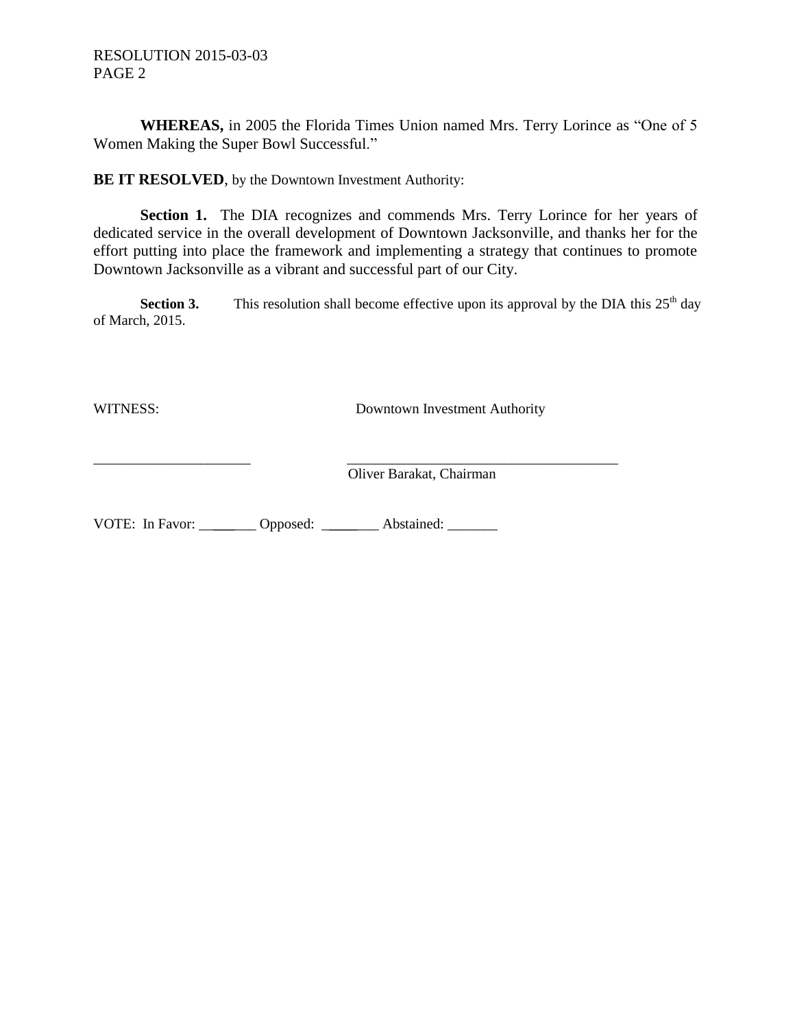**WHEREAS,** in 2005 the Florida Times Union named Mrs. Terry Lorince as "One of 5 Women Making the Super Bowl Successful."

**BE IT RESOLVED**, by the Downtown Investment Authority:

**Section 1.** The DIA recognizes and commends Mrs. Terry Lorince for her years of dedicated service in the overall development of Downtown Jacksonville, and thanks her for the effort putting into place the framework and implementing a strategy that continues to promote Downtown Jacksonville as a vibrant and successful part of our City.

**Section 3.** This resolution shall become effective upon its approval by the DIA this 25th day of March, 2015.

WITNESS: Downtown Investment Authority

______________________ ______________________________________
Oliver Barakat, Chairman

VOTE: In Favor: ________ Opposed: ________ Abstained: _______